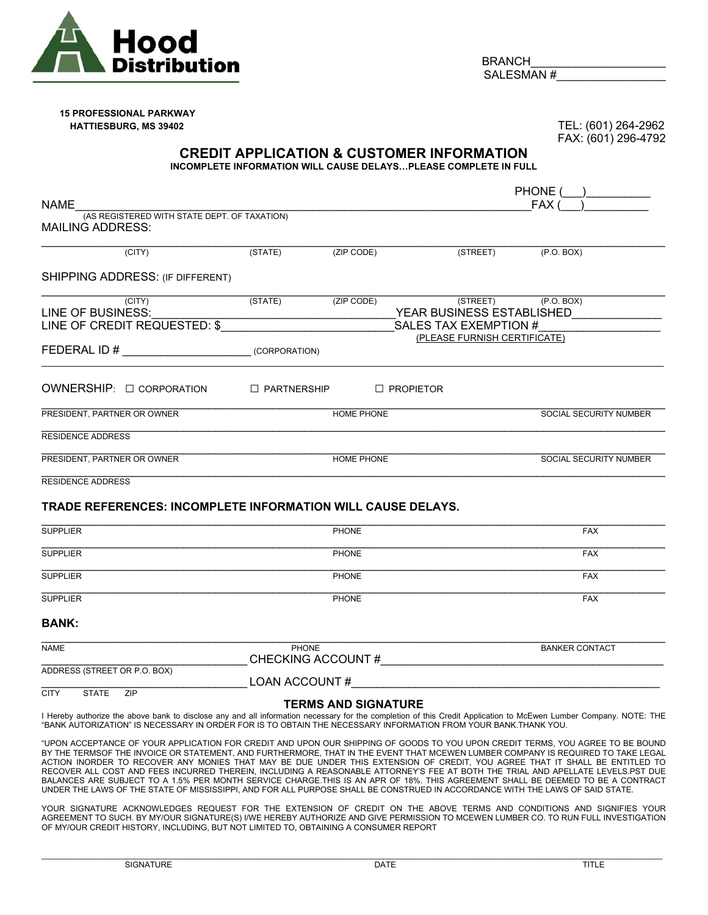Hood Distribution

BRANCH____________________
SALESMAN #________________

**15 PROFESSIONAL PARKWAY**
**HATTIESBURG, MS 39402**

TEL: (601) 264-2962
FAX: (601) 296-4792

## CREDIT APPLICATION & CUSTOMER INFORMATION

**INCOMPLETE INFORMATION WILL CAUSE DELAYS…PLEASE COMPLETE IN FULL**

NAME______________________________________________ PHONE (___)__________ FAX (___)__________
(AS REGISTERED WITH STATE DEPT. OF TAXATION)

MAILING ADDRESS:

______________________________________________
(CITY) (STATE) (ZIP CODE) (STREET) (P.O. BOX)

SHIPPING ADDRESS: (IF DIFFERENT)

______________________________________________
(CITY) (STATE) (ZIP CODE) (STREET) (P.O. BOX)

LINE OF BUSINESS:______________________________ YEAR BUSINESS ESTABLISHED______________

LINE OF CREDIT REQUESTED: $__________________________ SALES TAX EXEMPTION #__________________
(PLEASE FURNISH CERTIFICATE)

FEDERAL ID # ____________________ (CORPORATION)

OWNERSHIP: ☐ CORPORATION ☐ PARTNERSHIP ☐ PROPIETOR

______________________________________________
PRESIDENT, PARTNER OR OWNER HOME PHONE SOCIAL SECURITY NUMBER

______________________________________________
RESIDENCE ADDRESS

______________________________________________
PRESIDENT, PARTNER OR OWNER HOME PHONE SOCIAL SECURITY NUMBER

______________________________________________
RESIDENCE ADDRESS

### TRADE REFERENCES: INCOMPLETE INFORMATION WILL CAUSE DELAYS.

| SUPPLIER | PHONE | FAX |
|---|---|---|
| SUPPLIER | PHONE | FAX |
| SUPPLIER | PHONE | FAX |
| SUPPLIER | PHONE | FAX |

### BANK:

______________________________________________
NAME PHONE BANKER CONTACT

______________________________ CHECKING ACCOUNT #______________________________
ADDRESS (STREET OR P.O. BOX)

______________________________ LOAN ACCOUNT #______________________________
CITY STATE ZIP

### TERMS AND SIGNATURE

I Hereby authorize the above bank to disclose any and all information necessary for the completion of this Credit Application to McEwen Lumber Company. NOTE: THE "BANK AUTORIZATION" IS NECESSARY IN ORDER FOR IS TO OBTAIN THE NECESSARY INFORMATION FROM YOUR BANK.THANK YOU.

"UPON ACCEPTANCE OF YOUR APPLICATION FOR CREDIT AND UPON OUR SHIPPING OF GOODS TO YOU UPON CREDIT TERMS, YOU AGREE TO BE BOUND BY THE TERMSOF THE INVOICE OR STATEMENT, AND FURTHERMORE, THAT IN THE EVENT THAT MCEWEN LUMBER COMPANY IS REQUIRED TO TAKE LEGAL ACTION INORDER TO RECOVER ANY MONIES THAT MAY BE DUE UNDER THIS EXTENSION OF CREDIT, YOU AGREE THAT IT SHALL BE ENTITLED TO RECOVER ALL COST AND FEES INCURRED THEREIN, INCLUDING A REASONABLE ATTORNEY'S FEE AT BOTH THE TRIAL AND APELLATE LEVELS.PST DUE BALANCES ARE SUBJECT TO A 1.5% PER MONTH SERVICE CHARGE.THIS IS AN APR OF 18%. THIS AGREEMENT SHALL BE DEEMED TO BE A CONTRACT UNDER THE LAWS OF THE STATE OF MISSISSIPPI, AND FOR ALL PURPOSE SHALL BE CONSTRUED IN ACCORDANCE WITH THE LAWS OF SAID STATE.

YOUR SIGNATURE ACKNOWLEDGES REQUEST FOR THE EXTENSION OF CREDIT ON THE ABOVE TERMS AND CONDITIONS AND SIGNIFIES YOUR AGREEMENT TO SUCH. BY MY/OUR SIGNATURE(S) I/WE HEREBY AUTHORIZE AND GIVE PERMISSION TO MCEWEN LUMBER CO. TO RUN FULL INVESTIGATION OF MY/OUR CREDIT HISTORY, INCLUDING, BUT NOT LIMITED TO, OBTAINING A CONSUMER REPORT

______________________________________________
SIGNATURE DATE TITLE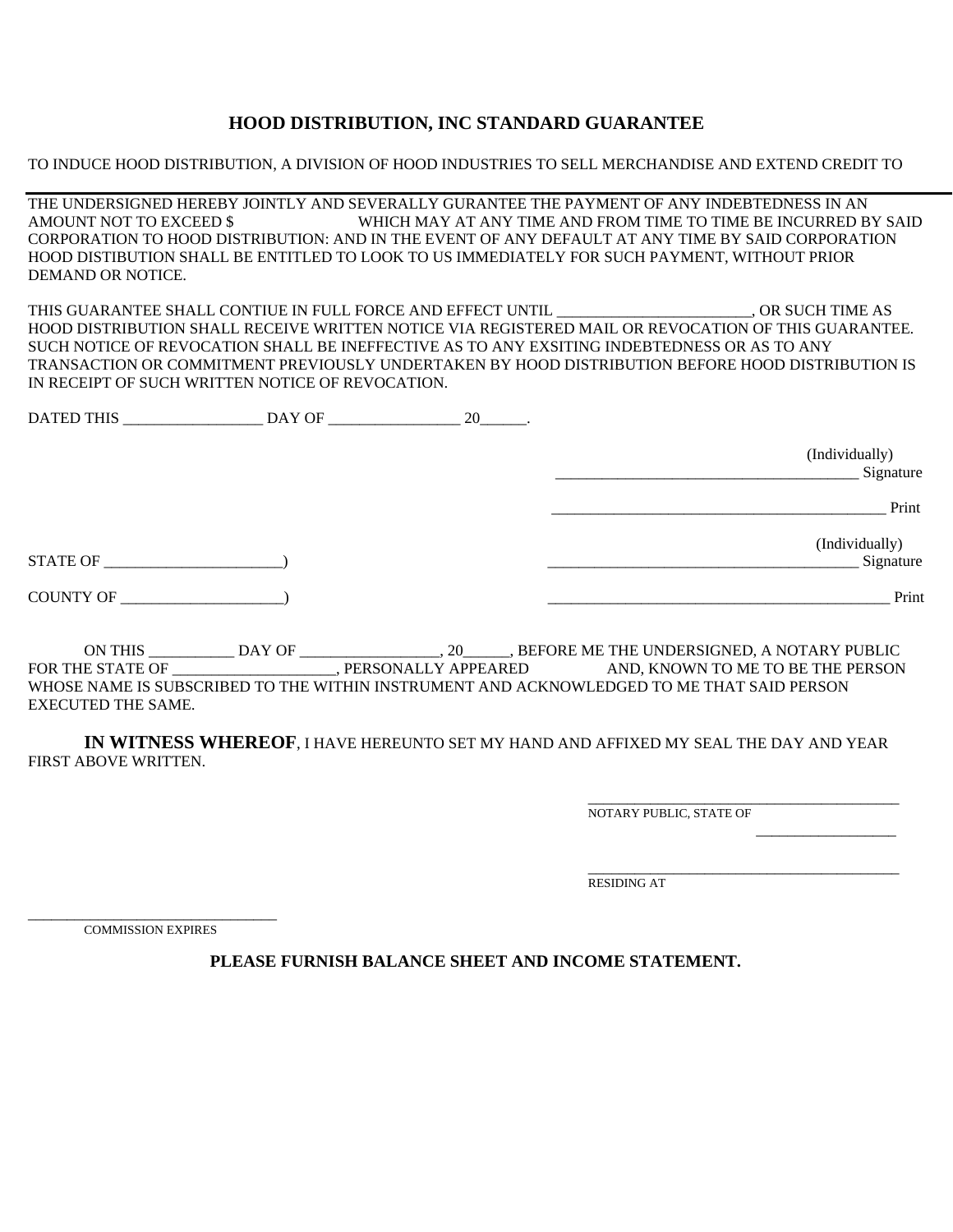## HOOD DISTRIBUTION, INC STANDARD GUARANTEE

TO INDUCE HOOD DISTRIBUTION, A DIVISION OF HOOD INDUSTRIES TO SELL MERCHANDISE AND EXTEND CREDIT TO

_______________________________________________________________________________________________

THE UNDERSIGNED HEREBY JOINTLY AND SEVERALLY GURANTEE THE PAYMENT OF ANY INDEBTEDNESS IN AN AMOUNT NOT TO EXCEED $ WHICH MAY AT ANY TIME AND FROM TIME TO TIME BE INCURRED BY SAID CORPORATION TO HOOD DISTRIBUTION: AND IN THE EVENT OF ANY DEFAULT AT ANY TIME BY SAID CORPORATION HOOD DISTIBUTION SHALL BE ENTITLED TO LOOK TO US IMMEDIATELY FOR SUCH PAYMENT, WITHOUT PRIOR DEMAND OR NOTICE.

THIS GUARANTEE SHALL CONTIUE IN FULL FORCE AND EFFECT UNTIL ________________________, OR SUCH TIME AS HOOD DISTRIBUTION SHALL RECEIVE WRITTEN NOTICE VIA REGISTERED MAIL OR REVOCATION OF THIS GUARANTEE. SUCH NOTICE OF REVOCATION SHALL BE INEFFECTIVE AS TO ANY EXSITING INDEBTEDNESS OR AS TO ANY TRANSACTION OR COMMITMENT PREVIOUSLY UNDERTAKEN BY HOOD DISTRIBUTION BEFORE HOOD DISTRIBUTION IS IN RECEIPT OF SUCH WRITTEN NOTICE OF REVOCATION.

DATED THIS __________________ DAY OF _________________ 20______.

(Individually)
_______________________________________ Signature

____________________________________________ Print

(Individually)
_______________________________________ Signature

____________________________________________ Print

STATE OF _______________________)

COUNTY OF _____________________)

ON THIS ___________ DAY OF __________________, 20______, BEFORE ME THE UNDERSIGNED, A NOTARY PUBLIC FOR THE STATE OF _____________________, PERSONALLY APPEARED AND, KNOWN TO ME TO BE THE PERSON WHOSE NAME IS SUBSCRIBED TO THE WITHIN INSTRUMENT AND ACKNOWLEDGED TO ME THAT SAID PERSON EXECUTED THE SAME.

**IN WITNESS WHEREOF**, I HAVE HEREUNTO SET MY HAND AND AFFIXED MY SEAL THE DAY AND YEAR FIRST ABOVE WRITTEN.

____________________________________________
NOTARY PUBLIC, STATE OF
___________________

____________________________________________
RESIDING AT

________________________________
COMMISSION EXPIRES

**PLEASE FURNISH BALANCE SHEET AND INCOME STATEMENT.**